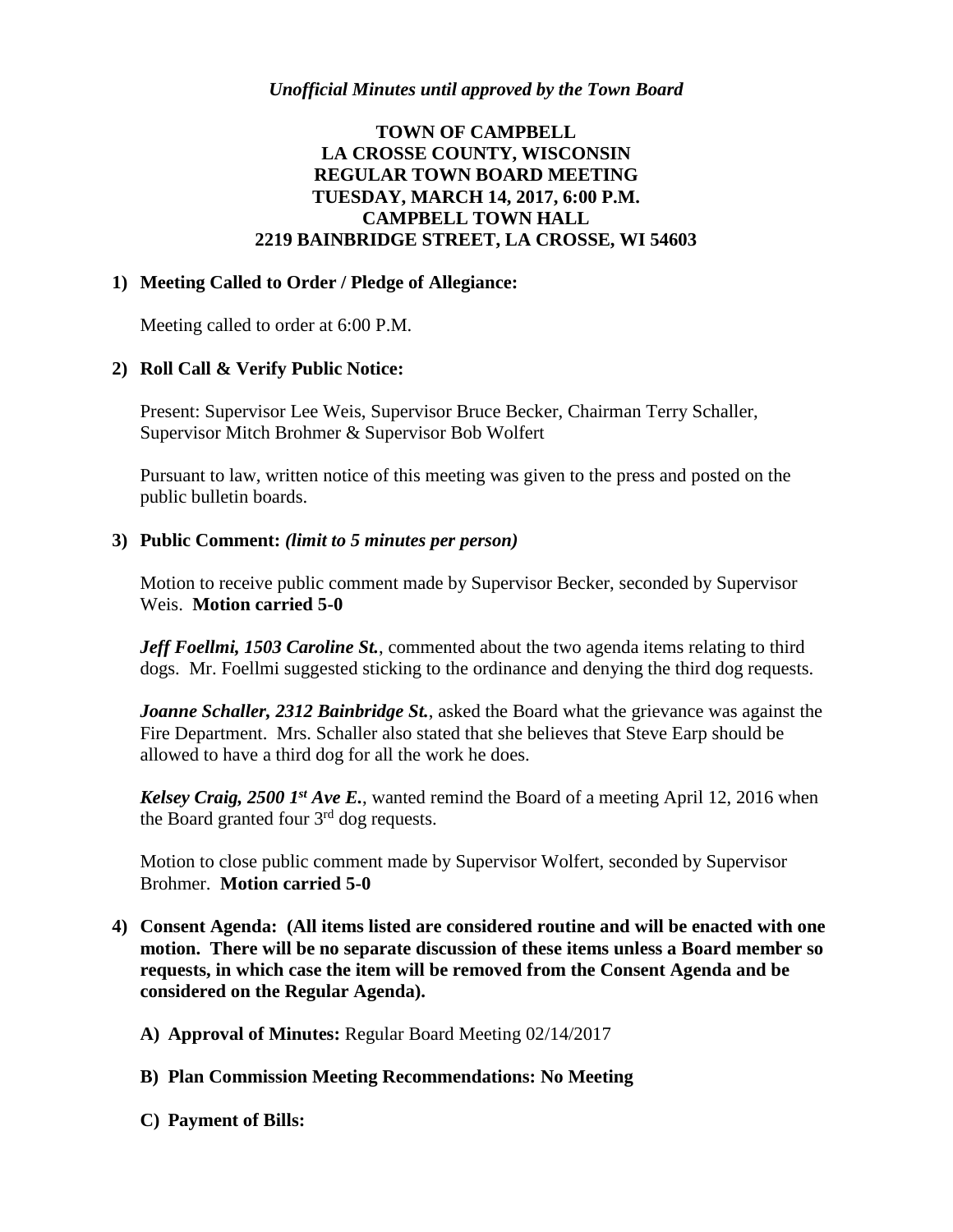*Unofficial Minutes until approved by the Town Board*

**TOWN OF CAMPBELL**
**LA CROSSE COUNTY, WISCONSIN**
**REGULAR TOWN BOARD MEETING**
**TUESDAY, MARCH 14, 2017, 6:00 P.M.**
**CAMPBELL TOWN HALL**
**2219 BAINBRIDGE STREET, LA CROSSE, WI 54603**

**1) Meeting Called to Order / Pledge of Allegiance:**

Meeting called to order at 6:00 P.M.

**2) Roll Call & Verify Public Notice:**

Present: Supervisor Lee Weis, Supervisor Bruce Becker, Chairman Terry Schaller, Supervisor Mitch Brohmer & Supervisor Bob Wolfert

Pursuant to law, written notice of this meeting was given to the press and posted on the public bulletin boards.

**3) Public Comment:** ***(limit to 5 minutes per person)***

Motion to receive public comment made by Supervisor Becker, seconded by Supervisor Weis. **Motion carried 5-0**

***Jeff Foellmi, 1503 Caroline St.***, commented about the two agenda items relating to third dogs. Mr. Foellmi suggested sticking to the ordinance and denying the third dog requests.

***Joanne Schaller, 2312 Bainbridge St.***, asked the Board what the grievance was against the Fire Department. Mrs. Schaller also stated that she believes that Steve Earp should be allowed to have a third dog for all the work he does.

***Kelsey Craig, 2500 1st Ave E.***, wanted remind the Board of a meeting April 12, 2016 when the Board granted four 3rd dog requests.

Motion to close public comment made by Supervisor Wolfert, seconded by Supervisor Brohmer. **Motion carried 5-0**

**4) Consent Agenda: (All items listed are considered routine and will be enacted with one motion. There will be no separate discussion of these items unless a Board member so requests, in which case the item will be removed from the Consent Agenda and be considered on the Regular Agenda).**

**A) Approval of Minutes:** Regular Board Meeting 02/14/2017

**B) Plan Commission Meeting Recommendations: No Meeting**

**C) Payment of Bills:**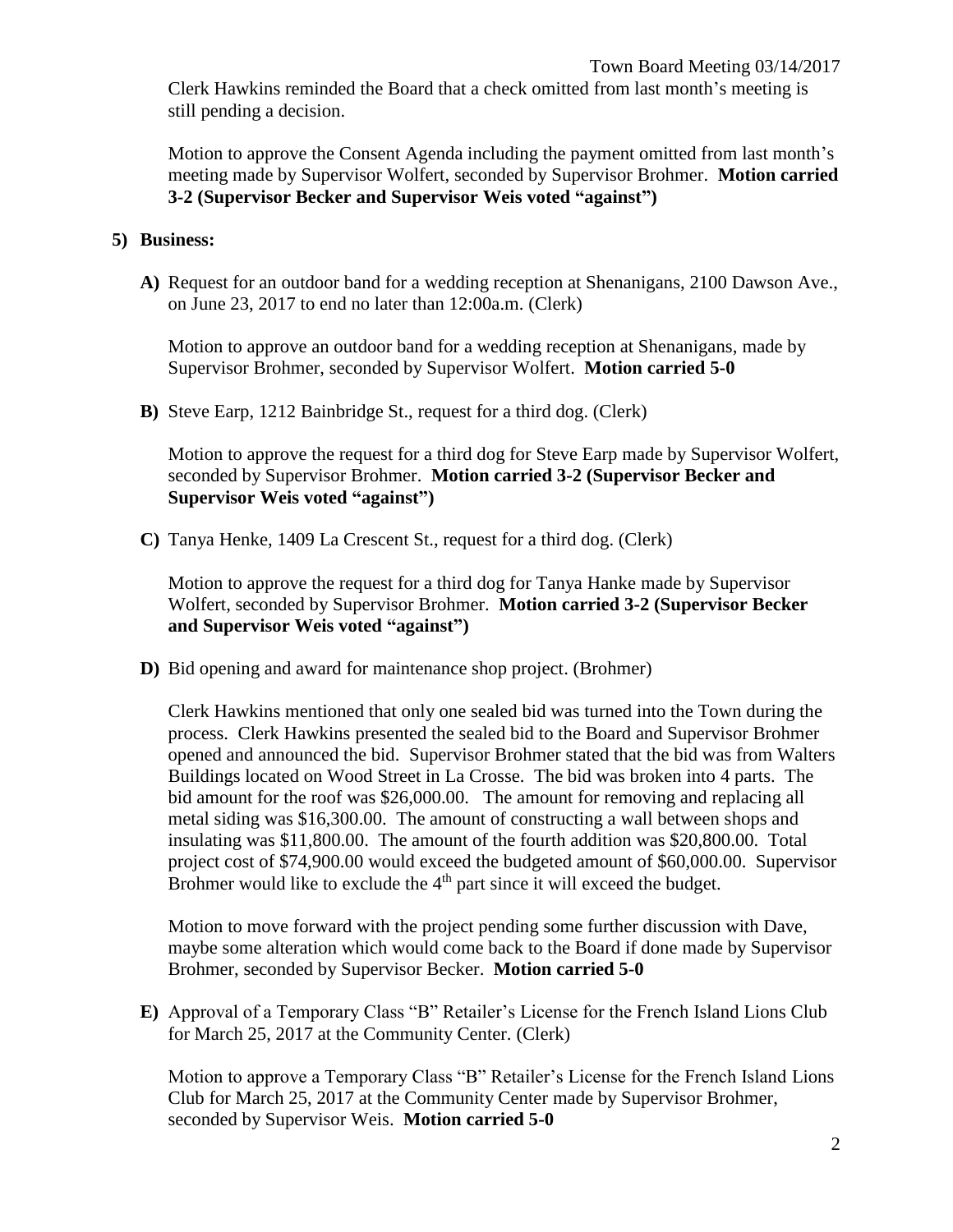Clerk Hawkins reminded the Board that a check omitted from last month's meeting is still pending a decision.

Motion to approve the Consent Agenda including the payment omitted from last month's meeting made by Supervisor Wolfert, seconded by Supervisor Brohmer. **Motion carried 3-2 (Supervisor Becker and Supervisor Weis voted "against")**

## 5) Business:

**A)** Request for an outdoor band for a wedding reception at Shenanigans, 2100 Dawson Ave., on June 23, 2017 to end no later than 12:00a.m. (Clerk)

Motion to approve an outdoor band for a wedding reception at Shenanigans, made by Supervisor Brohmer, seconded by Supervisor Wolfert. **Motion carried 5-0**

**B)** Steve Earp, 1212 Bainbridge St., request for a third dog. (Clerk)

Motion to approve the request for a third dog for Steve Earp made by Supervisor Wolfert, seconded by Supervisor Brohmer. **Motion carried 3-2 (Supervisor Becker and Supervisor Weis voted "against")**

**C)** Tanya Henke, 1409 La Crescent St., request for a third dog. (Clerk)

Motion to approve the request for a third dog for Tanya Hanke made by Supervisor Wolfert, seconded by Supervisor Brohmer. **Motion carried 3-2 (Supervisor Becker and Supervisor Weis voted "against")**

**D)** Bid opening and award for maintenance shop project. (Brohmer)

Clerk Hawkins mentioned that only one sealed bid was turned into the Town during the process. Clerk Hawkins presented the sealed bid to the Board and Supervisor Brohmer opened and announced the bid. Supervisor Brohmer stated that the bid was from Walters Buildings located on Wood Street in La Crosse. The bid was broken into 4 parts. The bid amount for the roof was $26,000.00. The amount for removing and replacing all metal siding was $16,300.00. The amount of constructing a wall between shops and insulating was $11,800.00. The amount of the fourth addition was $20,800.00. Total project cost of $74,900.00 would exceed the budgeted amount of $60,000.00. Supervisor Brohmer would like to exclude the 4th part since it will exceed the budget.

Motion to move forward with the project pending some further discussion with Dave, maybe some alteration which would come back to the Board if done made by Supervisor Brohmer, seconded by Supervisor Becker. **Motion carried 5-0**

**E)** Approval of a Temporary Class "B" Retailer's License for the French Island Lions Club for March 25, 2017 at the Community Center. (Clerk)

Motion to approve a Temporary Class "B" Retailer's License for the French Island Lions Club for March 25, 2017 at the Community Center made by Supervisor Brohmer, seconded by Supervisor Weis. **Motion carried 5-0**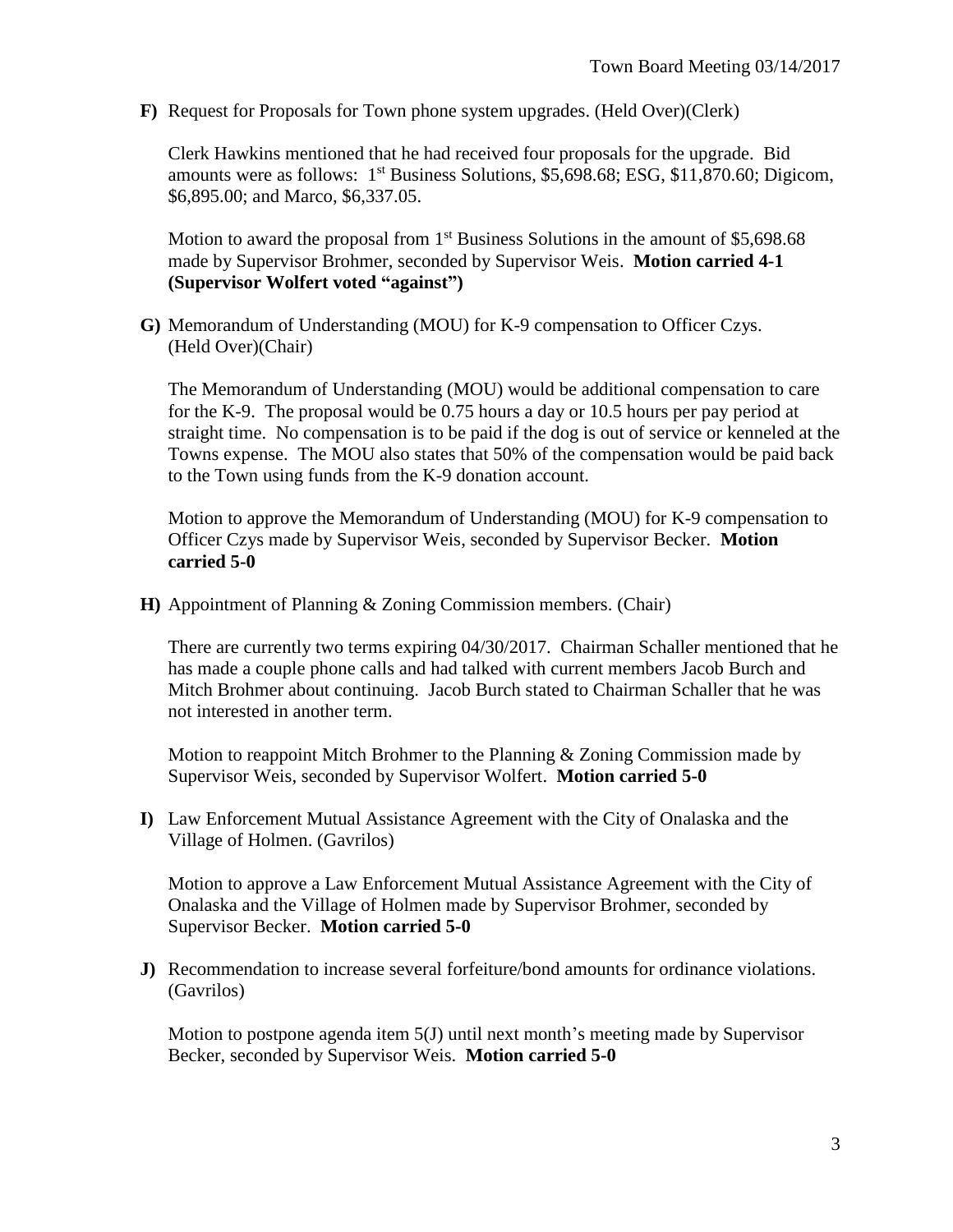**F)** Request for Proposals for Town phone system upgrades. (Held Over)(Clerk)

Clerk Hawkins mentioned that he had received four proposals for the upgrade. Bid amounts were as follows: 1st Business Solutions, $5,698.68; ESG, $11,870.60; Digicom, $6,895.00; and Marco, $6,337.05.

Motion to award the proposal from 1st Business Solutions in the amount of $5,698.68 made by Supervisor Brohmer, seconded by Supervisor Weis. **Motion carried 4-1 (Supervisor Wolfert voted "against")**

**G)** Memorandum of Understanding (MOU) for K-9 compensation to Officer Czys. (Held Over)(Chair)

The Memorandum of Understanding (MOU) would be additional compensation to care for the K-9. The proposal would be 0.75 hours a day or 10.5 hours per pay period at straight time. No compensation is to be paid if the dog is out of service or kenneled at the Towns expense. The MOU also states that 50% of the compensation would be paid back to the Town using funds from the K-9 donation account.

Motion to approve the Memorandum of Understanding (MOU) for K-9 compensation to Officer Czys made by Supervisor Weis, seconded by Supervisor Becker. **Motion carried 5-0**

**H)** Appointment of Planning & Zoning Commission members. (Chair)

There are currently two terms expiring 04/30/2017. Chairman Schaller mentioned that he has made a couple phone calls and had talked with current members Jacob Burch and Mitch Brohmer about continuing. Jacob Burch stated to Chairman Schaller that he was not interested in another term.

Motion to reappoint Mitch Brohmer to the Planning & Zoning Commission made by Supervisor Weis, seconded by Supervisor Wolfert. **Motion carried 5-0**

**I)** Law Enforcement Mutual Assistance Agreement with the City of Onalaska and the Village of Holmen. (Gavrilos)

Motion to approve a Law Enforcement Mutual Assistance Agreement with the City of Onalaska and the Village of Holmen made by Supervisor Brohmer, seconded by Supervisor Becker. **Motion carried 5-0**

**J)** Recommendation to increase several forfeiture/bond amounts for ordinance violations. (Gavrilos)

Motion to postpone agenda item 5(J) until next month's meeting made by Supervisor Becker, seconded by Supervisor Weis. **Motion carried 5-0**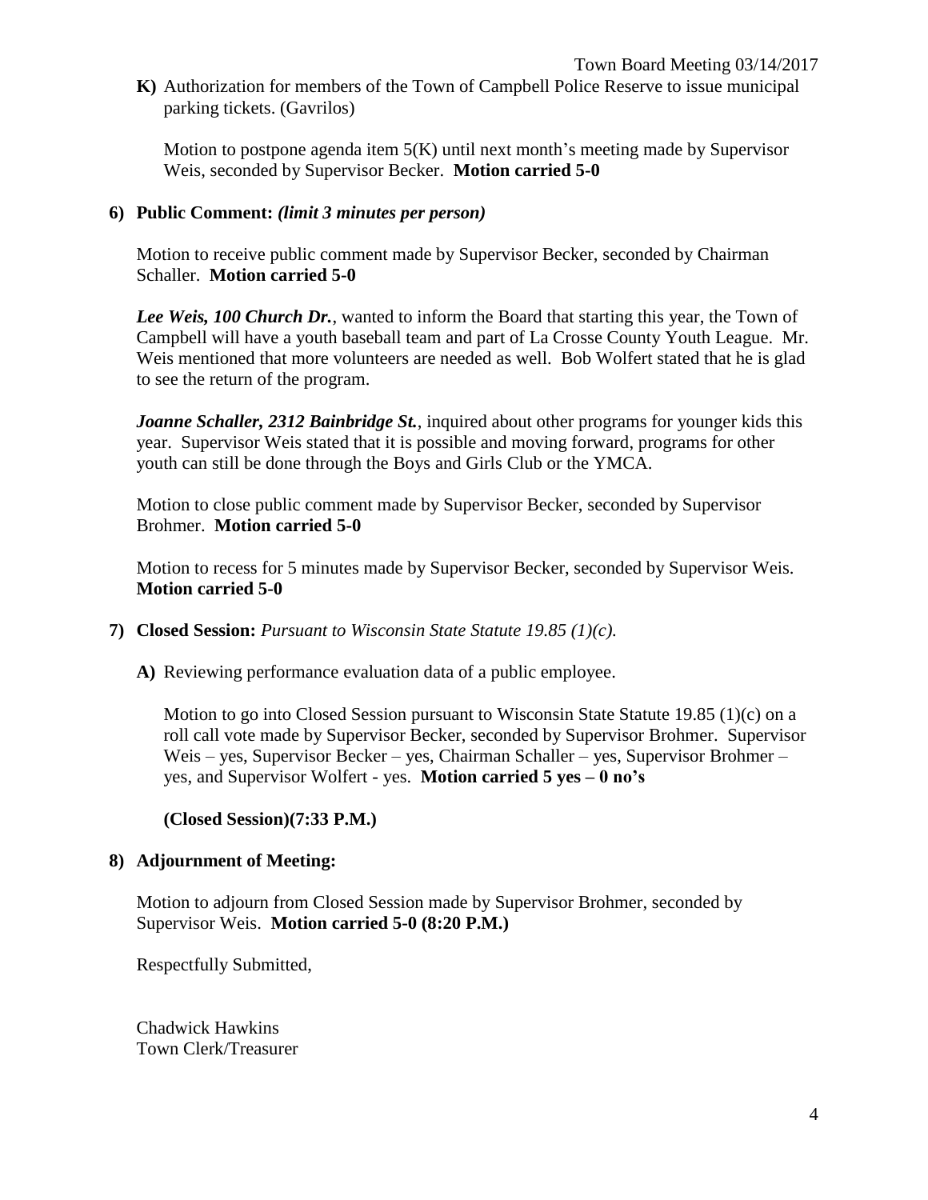**K)** Authorization for members of the Town of Campbell Police Reserve to issue municipal parking tickets. (Gavrilos)

Motion to postpone agenda item 5(K) until next month's meeting made by Supervisor Weis, seconded by Supervisor Becker. **Motion carried 5-0**

**6) Public Comment:** ***(limit 3 minutes per person)***

Motion to receive public comment made by Supervisor Becker, seconded by Chairman Schaller. **Motion carried 5-0**

***Lee Weis, 100 Church Dr.***, wanted to inform the Board that starting this year, the Town of Campbell will have a youth baseball team and part of La Crosse County Youth League. Mr. Weis mentioned that more volunteers are needed as well. Bob Wolfert stated that he is glad to see the return of the program.

***Joanne Schaller, 2312 Bainbridge St.***, inquired about other programs for younger kids this year. Supervisor Weis stated that it is possible and moving forward, programs for other youth can still be done through the Boys and Girls Club or the YMCA.

Motion to close public comment made by Supervisor Becker, seconded by Supervisor Brohmer. **Motion carried 5-0**

Motion to recess for 5 minutes made by Supervisor Becker, seconded by Supervisor Weis. **Motion carried 5-0**

**7) Closed Session:** *Pursuant to Wisconsin State Statute 19.85 (1)(c).*

**A)** Reviewing performance evaluation data of a public employee.

Motion to go into Closed Session pursuant to Wisconsin State Statute 19.85 (1)(c) on a roll call vote made by Supervisor Becker, seconded by Supervisor Brohmer. Supervisor Weis – yes, Supervisor Becker – yes, Chairman Schaller – yes, Supervisor Brohmer – yes, and Supervisor Wolfert - yes. **Motion carried 5 yes – 0 no's**

**(Closed Session)(7:33 P.M.)**

**8) Adjournment of Meeting:**

Motion to adjourn from Closed Session made by Supervisor Brohmer, seconded by Supervisor Weis. **Motion carried 5-0 (8:20 P.M.)**

Respectfully Submitted,

Chadwick Hawkins
Town Clerk/Treasurer